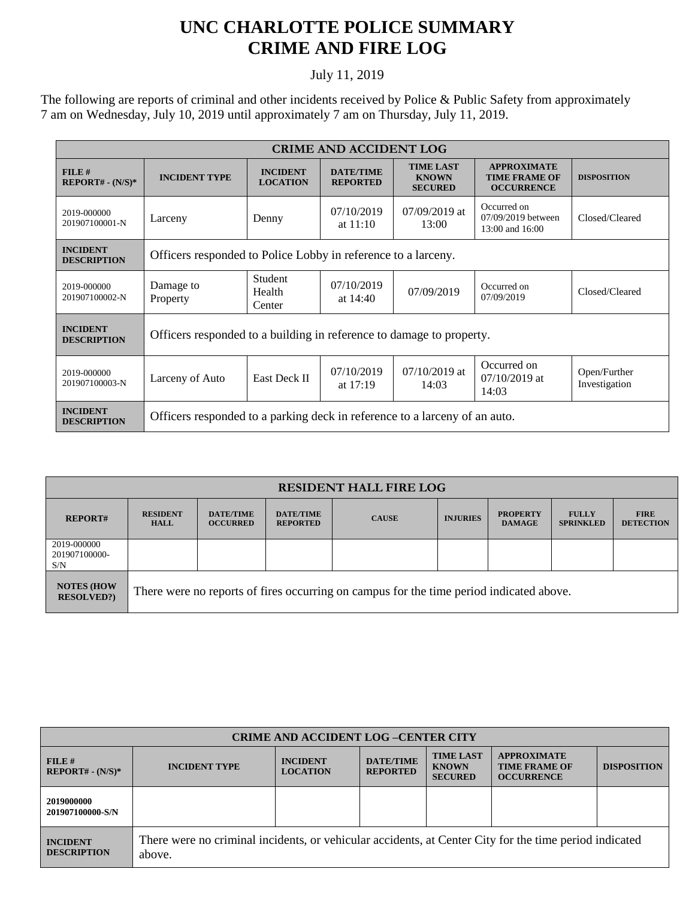# UNC CHARLOTTE POLICE SUMMARY
# CRIME AND FIRE LOG

July 11, 2019

The following are reports of criminal and other incidents received by Police & Public Safety from approximately 7 am on Wednesday, July 10, 2019 until approximately 7 am on Thursday, July 11, 2019.

| CRIME AND ACCIDENT LOG | | | | | | |
|---|---|---|---|---|---|---|
| **FILE # REPORT# - (N/S)*** | **INCIDENT TYPE** | **INCIDENT LOCATION** | **DATE/TIME REPORTED** | **TIME LAST KNOWN SECURED** | **APPROXIMATE TIME FRAME OF OCCURRENCE** | **DISPOSITION** |
| 2019-000000 201907100001-N | Larceny | Denny | 07/10/2019 at 11:10 | 07/09/2019 at 13:00 | Occurred on 07/09/2019 between 13:00 and 16:00 | Closed/Cleared |
| **INCIDENT DESCRIPTION** | Officers responded to Police Lobby in reference to a larceny. | | | | | |
| 2019-000000 201907100002-N | Damage to Property | Student Health Center | 07/10/2019 at 14:40 | 07/09/2019 | Occurred on 07/09/2019 | Closed/Cleared |
| **INCIDENT DESCRIPTION** | Officers responded to a building in reference to damage to property. | | | | | |
| 2019-000000 201907100003-N | Larceny of Auto | East Deck II | 07/10/2019 at 17:19 | 07/10/2019 at 14:03 | Occurred on 07/10/2019 at 14:03 | Open/Further Investigation |
| **INCIDENT DESCRIPTION** | Officers responded to a parking deck in reference to a larceny of an auto. | | | | | |

| RESIDENT HALL FIRE LOG | | | | | | | | |
|---|---|---|---|---|---|---|---|---|
| **REPORT#** | **RESIDENT HALL** | **DATE/TIME OCCURRED** | **DATE/TIME REPORTED** | **CAUSE** | **INJURIES** | **PROPERTY DAMAGE** | **FULLY SPRINKLED** | **FIRE DETECTION** |
| 2019-000000 201907100000-S/N | | | | | | | | |
| **NOTES (HOW RESOLVED?)** | There were no reports of fires occurring on campus for the time period indicated above. | | | | | | | |

| CRIME AND ACCIDENT LOG –CENTER CITY | | | | | | |
|---|---|---|---|---|---|---|
| **FILE # REPORT# - (N/S)*** | **INCIDENT TYPE** | **INCIDENT LOCATION** | **DATE/TIME REPORTED** | **TIME LAST KNOWN SECURED** | **APPROXIMATE TIME FRAME OF OCCURRENCE** | **DISPOSITION** |
| **2019000000 201907100000-S/N** | | | | | | |
| **INCIDENT DESCRIPTION** | There were no criminal incidents, or vehicular accidents, at Center City for the time period indicated above. | | | | | |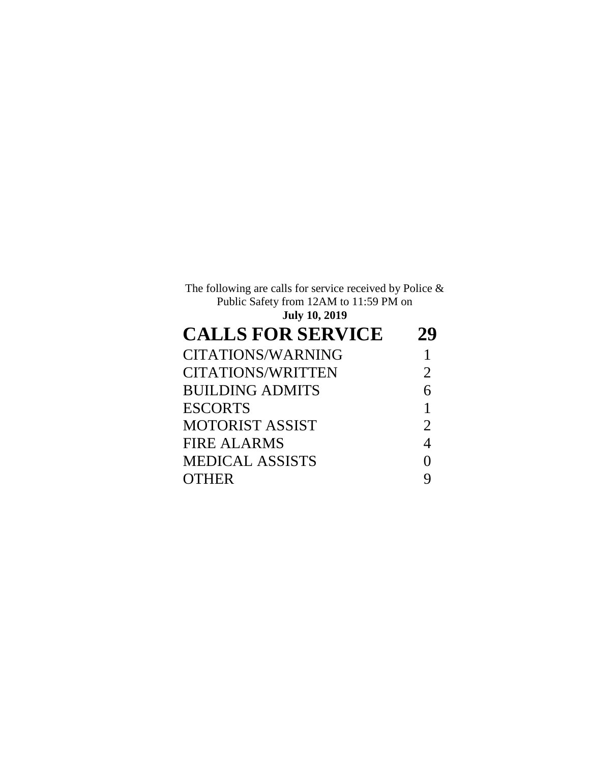The following are calls for service received by Police & Public Safety from 12AM to 11:59 PM on

**July 10, 2019**

| | |
|---|---|
| **CALLS FOR SERVICE** | **29** |
| CITATIONS/WARNING | 1 |
| CITATIONS/WRITTEN | 2 |
| BUILDING ADMITS | 6 |
| ESCORTS | 1 |
| MOTORIST ASSIST | 2 |
| FIRE ALARMS | 4 |
| MEDICAL ASSISTS | 0 |
| OTHER | 9 |